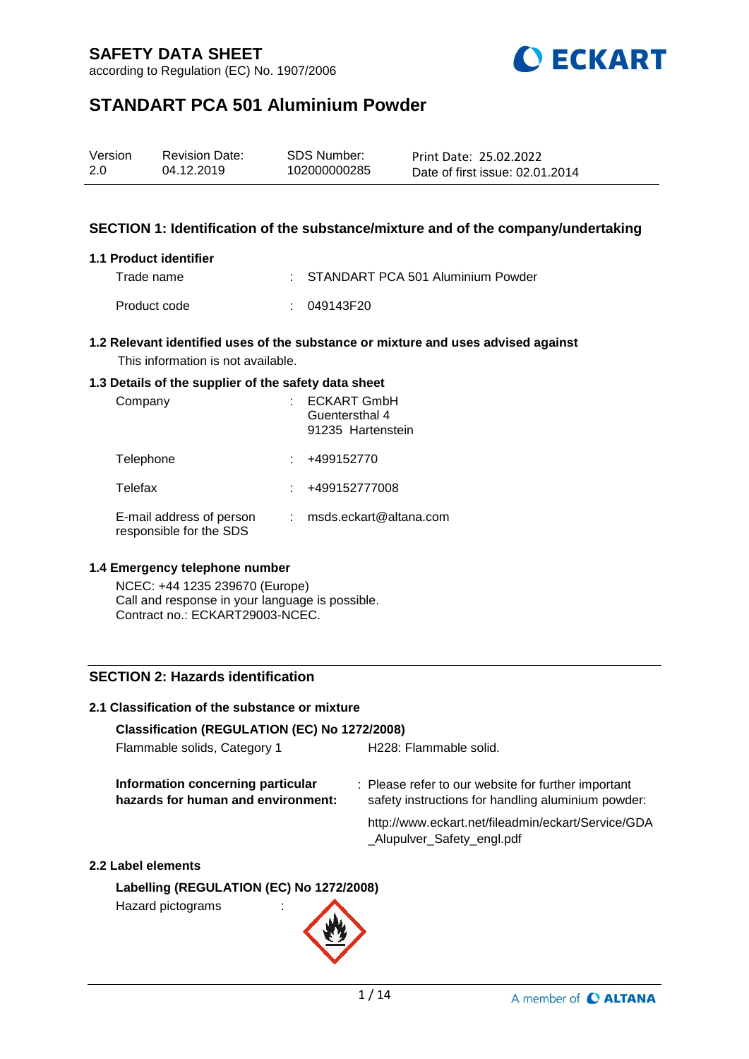# SAFETY DATA SHEET

according to Regulation (EC) No. 1907/2006

ECKART

## STANDART PCA 501 Aluminium Powder

| Version | Revision Date: | SDS Number: | Print Date: 25.02.2022 |
|---|---|---|---|
| 2.0 | 04.12.2019 | 102000000285 | Date of first issue: 02.01.2014 |

### SECTION 1: Identification of the substance/mixture and of the company/undertaking

**1.1 Product identifier**

Trade name : STANDART PCA 501 Aluminium Powder

Product code : 049143F20

**1.2 Relevant identified uses of the substance or mixture and uses advised against**

This information is not available.

**1.3 Details of the supplier of the safety data sheet**

Company : ECKART GmbH
Guentersthal 4
91235 Hartenstein

Telephone : +499152770

Telefax : +499152777008

E-mail address of person responsible for the SDS : msds.eckart@altana.com

**1.4 Emergency telephone number**

NCEC: +44 1235 239670 (Europe)
Call and response in your language is possible.
Contract no.: ECKART29003-NCEC.

### SECTION 2: Hazards identification

**2.1 Classification of the substance or mixture**

**Classification (REGULATION (EC) No 1272/2008)**

Flammable solids, Category 1 H228: Flammable solid.

**Information concerning particular hazards for human and environment:** : Please refer to our website for further important safety instructions for handling aluminium powder:

http://www.eckart.net/fileadmin/eckart/Service/GDA_Alupulver_Safety_engl.pdf

**2.2 Label elements**

**Labelling (REGULATION (EC) No 1272/2008)**

Hazard pictograms :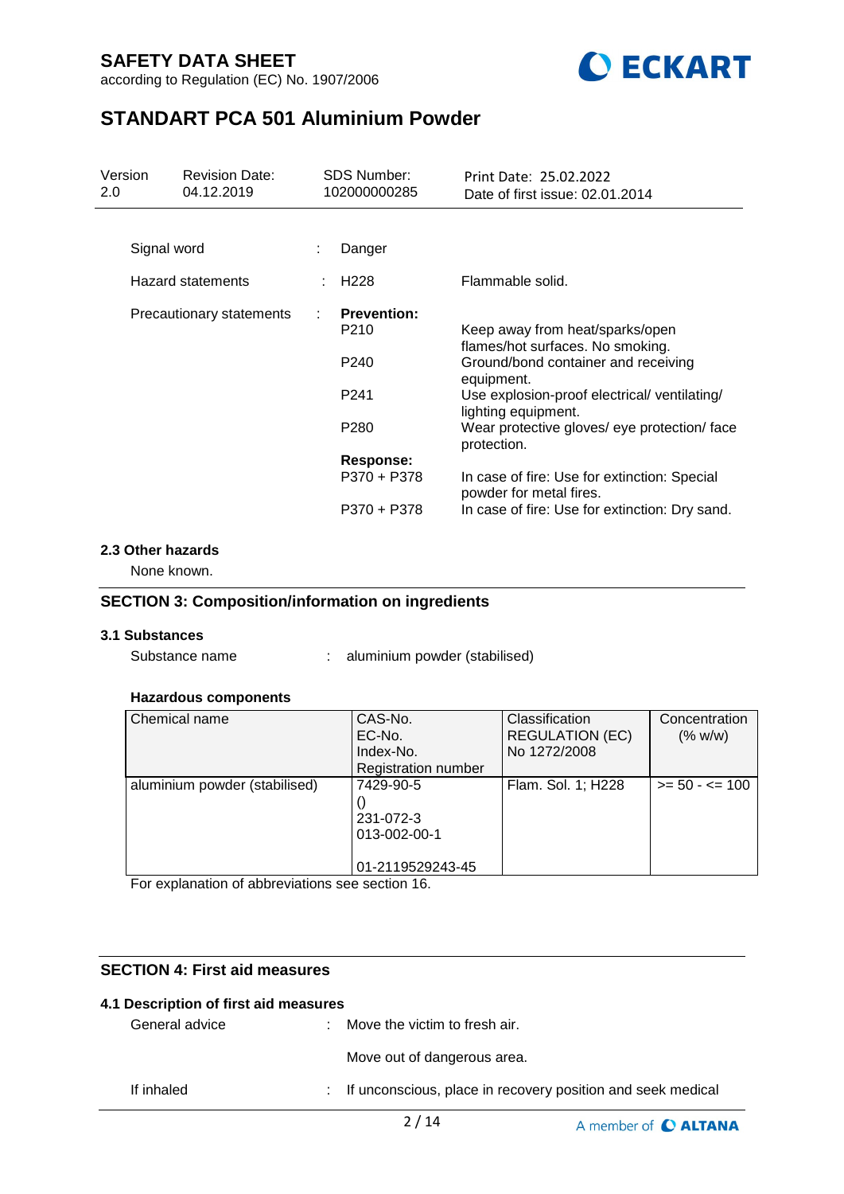| Version | Revision Date: | SDS Number: | Print Date: 25.02.2022 |
|---|---|---|---|
| 2.0 | 04.12.2019 | 102000000285 | Date of first issue: 02.01.2014 |

Signal word : Danger

Hazard statements : H228 Flammable solid.

Precautionary statements :

**Prevention:**

P210 Keep away from heat/sparks/open flames/hot surfaces. No smoking.

P240 Ground/bond container and receiving equipment.

P241 Use explosion-proof electrical/ ventilating/ lighting equipment.

P280 Wear protective gloves/ eye protection/ face protection.

**Response:**

P370 + P378 In case of fire: Use for extinction: Special powder for metal fires.

P370 + P378 In case of fire: Use for extinction: Dry sand.

### 2.3 Other hazards

None known.

## SECTION 3: Composition/information on ingredients

### 3.1 Substances

Substance name : aluminium powder (stabilised)

**Hazardous components**

| Chemical name | CAS-No.<br>EC-No.<br>Index-No.<br>Registration number | Classification<br>REGULATION (EC)<br>No 1272/2008 | Concentration<br>(% w/w) |
|---|---|---|---|
| aluminium powder (stabilised) | 7429-90-5<br>()<br>231-072-3<br>013-002-00-1<br><br>01-2119529243-45 | Flam. Sol. 1; H228 | >= 50 - <= 100 |

For explanation of abbreviations see section 16.

## SECTION 4: First aid measures

### 4.1 Description of first aid measures

General advice : Move the victim to fresh air.

Move out of dangerous area.

If inhaled : If unconscious, place in recovery position and seek medical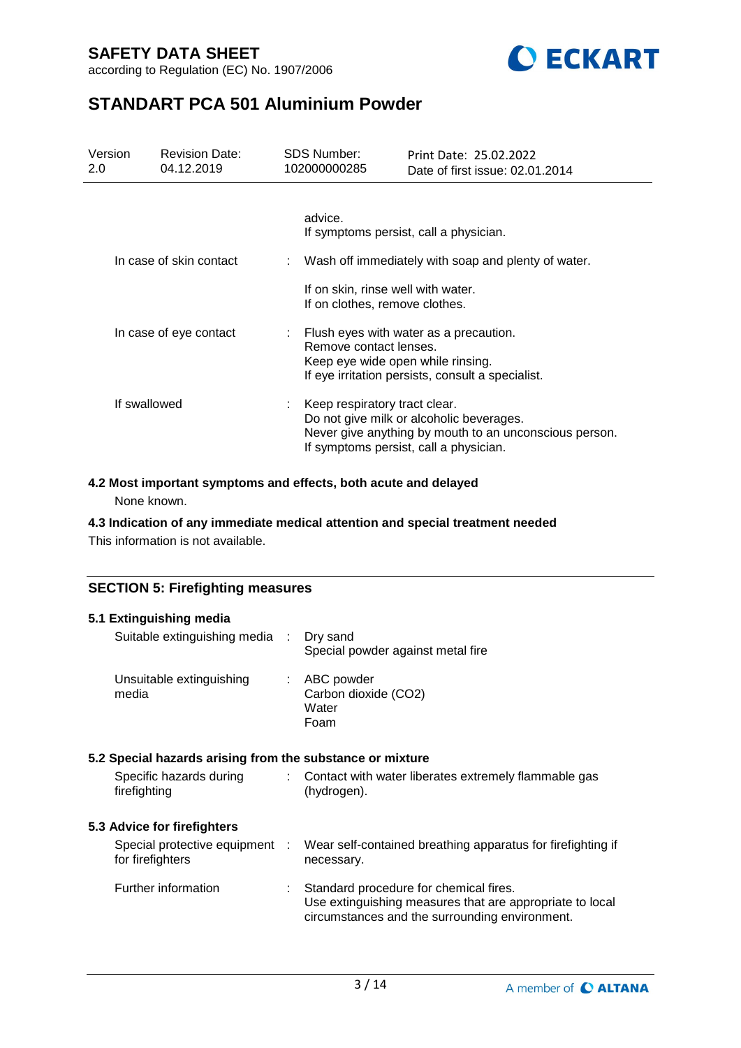| | | |
|---|---|---|
| | | advice.<br>If symptoms persist, call a physician. |
| In case of skin contact | : | Wash off immediately with soap and plenty of water.<br><br>If on skin, rinse well with water.<br>If on clothes, remove clothes. |
| In case of eye contact | : | Flush eyes with water as a precaution.<br>Remove contact lenses.<br>Keep eye wide open while rinsing.<br>If eye irritation persists, consult a specialist. |
| If swallowed | : | Keep respiratory tract clear.<br>Do not give milk or alcoholic beverages.<br>Never give anything by mouth to an unconscious person.<br>If symptoms persist, call a physician. |

**4.2 Most important symptoms and effects, both acute and delayed**

None known.

**4.3 Indication of any immediate medical attention and special treatment needed**

This information is not available.

## SECTION 5: Firefighting measures

**5.1 Extinguishing media**

| | | |
|---|---|---|
| Suitable extinguishing media | : | Dry sand<br>Special powder against metal fire |
| Unsuitable extinguishing media | : | ABC powder<br>Carbon dioxide ($CO_2$)<br>Water<br>Foam |

**5.2 Special hazards arising from the substance or mixture**

| | | |
|---|---|---|
| Specific hazards during firefighting | : | Contact with water liberates extremely flammable gas (hydrogen). |

**5.3 Advice for firefighters**

| | | |
|---|---|---|
| Special protective equipment for firefighters | : | Wear self-contained breathing apparatus for firefighting if necessary. |
| Further information | : | Standard procedure for chemical fires.<br>Use extinguishing measures that are appropriate to local circumstances and the surrounding environment. |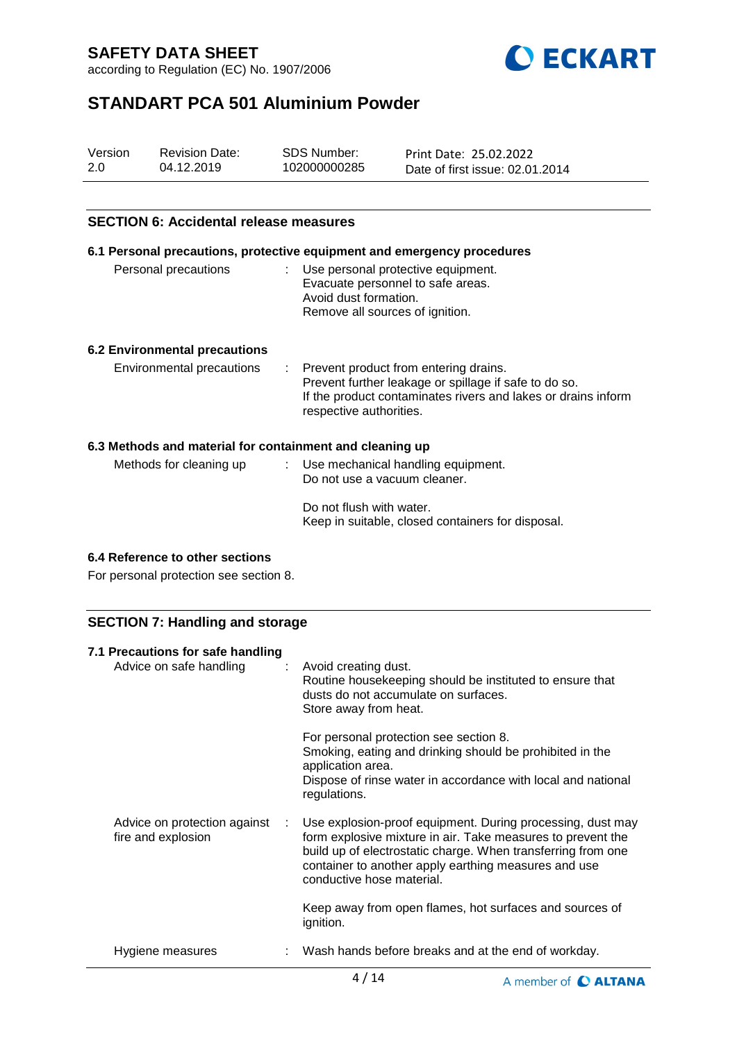## SECTION 6: Accidental release measures

### 6.1 Personal precautions, protective equipment and emergency procedures

| | |
|---|---|
| Personal precautions | Use personal protective equipment.<br>Evacuate personnel to safe areas.<br>Avoid dust formation.<br>Remove all sources of ignition. |

### 6.2 Environmental precautions

| | |
|---|---|
| Environmental precautions | Prevent product from entering drains.<br>Prevent further leakage or spillage if safe to do so.<br>If the product contaminates rivers and lakes or drains inform respective authorities. |

### 6.3 Methods and material for containment and cleaning up

| | |
|---|---|
| Methods for cleaning up | Use mechanical handling equipment.<br>Do not use a vacuum cleaner.<br><br>Do not flush with water.<br>Keep in suitable, closed containers for disposal. |

### 6.4 Reference to other sections

For personal protection see section 8.

## SECTION 7: Handling and storage

### 7.1 Precautions for safe handling

| | |
|---|---|
| Advice on safe handling | Avoid creating dust.<br>Routine housekeeping should be instituted to ensure that dusts do not accumulate on surfaces.<br>Store away from heat.<br><br>For personal protection see section 8.<br>Smoking, eating and drinking should be prohibited in the application area.<br>Dispose of rinse water in accordance with local and national regulations. |
| Advice on protection against fire and explosion | Use explosion-proof equipment. During processing, dust may form explosive mixture in air. Take measures to prevent the build up of electrostatic charge. When transferring from one container to another apply earthing measures and use conductive hose material.<br><br>Keep away from open flames, hot surfaces and sources of ignition. |
| Hygiene measures | Wash hands before breaks and at the end of workday. |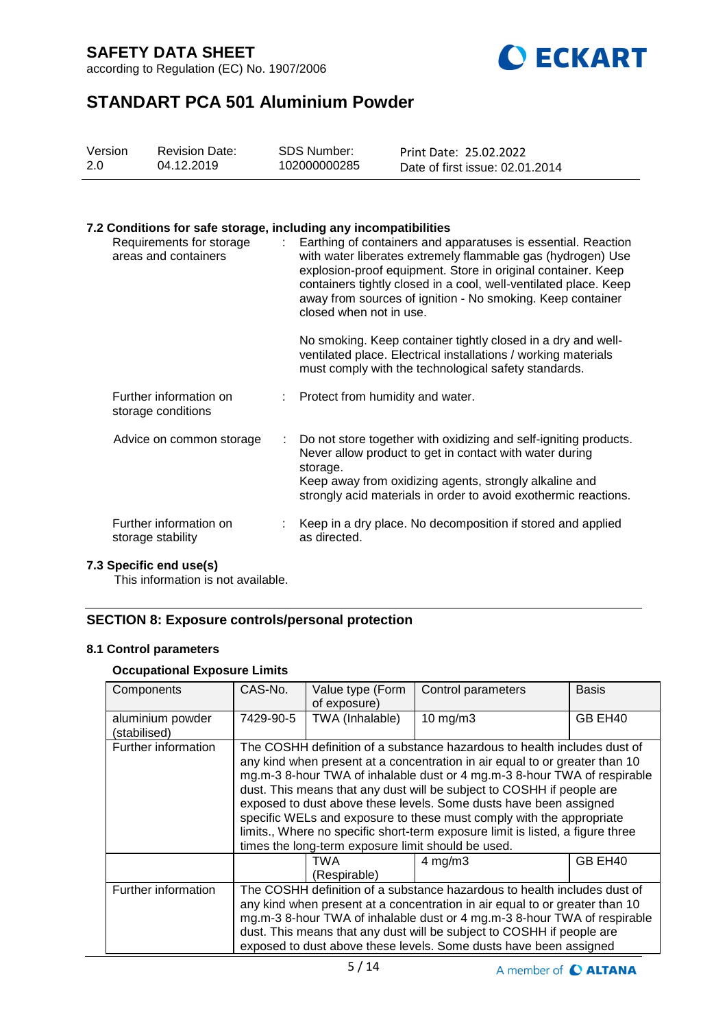### 7.2 Conditions for safe storage, including any incompatibilities

Requirements for storage areas and containers : Earthing of containers and apparatuses is essential. Reaction with water liberates extremely flammable gas (hydrogen) Use explosion-proof equipment. Store in original container. Keep containers tightly closed in a cool, well-ventilated place. Keep away from sources of ignition - No smoking. Keep container closed when not in use.

No smoking. Keep container tightly closed in a dry and well-ventilated place. Electrical installations / working materials must comply with the technological safety standards.

Further information on storage conditions : Protect from humidity and water.

Advice on common storage : Do not store together with oxidizing and self-igniting products. Never allow product to get in contact with water during storage.
Keep away from oxidizing agents, strongly alkaline and strongly acid materials in order to avoid exothermic reactions.

Further information on storage stability : Keep in a dry place. No decomposition if stored and applied as directed.

### 7.3 Specific end use(s)

This information is not available.

## SECTION 8: Exposure controls/personal protection

### 8.1 Control parameters

#### Occupational Exposure Limits

| Components | CAS-No. | Value type (Form of exposure) | Control parameters | Basis |
|---|---|---|---|---|
| aluminium powder (stabilised) | 7429-90-5 | TWA (Inhalable) | 10 mg/m3 | GB EH40 |
| Further information | The COSHH definition of a substance hazardous to health includes dust of any kind when present at a concentration in air equal to or greater than 10 mg.m-3 8-hour TWA of inhalable dust or 4 mg.m-3 8-hour TWA of respirable dust. This means that any dust will be subject to COSHH if people are exposed to dust above these levels. Some dusts have been assigned specific WELs and exposure to these must comply with the appropriate limits., Where no specific short-term exposure limit is listed, a figure three times the long-term exposure limit should be used. | | | |
| | | TWA (Respirable) | 4 mg/m3 | GB EH40 |
| Further information | The COSHH definition of a substance hazardous to health includes dust of any kind when present at a concentration in air equal to or greater than 10 mg.m-3 8-hour TWA of inhalable dust or 4 mg.m-3 8-hour TWA of respirable dust. This means that any dust will be subject to COSHH if people are exposed to dust above these levels. Some dusts have been assigned | | | |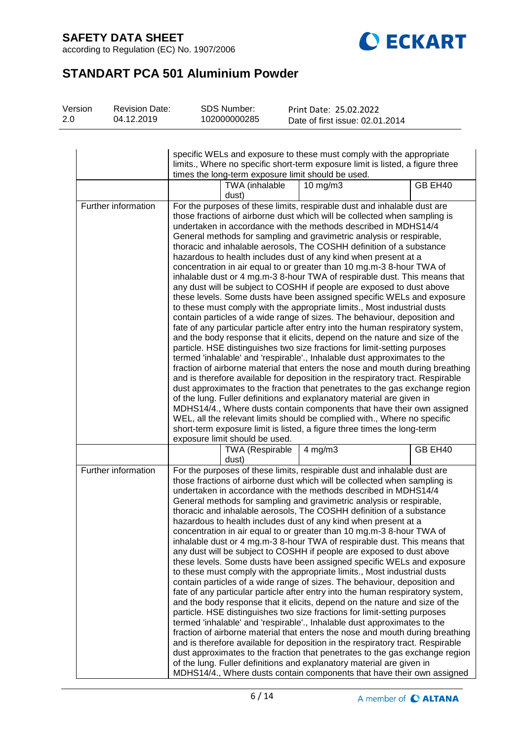| | | | | |
|---|---|---|---|---|
| | specific WELs and exposure to these must comply with the appropriate limits., Where no specific short-term exposure limit is listed, a figure three times the long-term exposure limit should be used. | | | |
| | | TWA (inhalable dust) | 10 mg/m3 | GB EH40 |
| Further information | For the purposes of these limits, respirable dust and inhalable dust are those fractions of airborne dust which will be collected when sampling is undertaken in accordance with the methods described in MDHS14/4 General methods for sampling and gravimetric analysis or respirable, thoracic and inhalable aerosols, The COSHH definition of a substance hazardous to health includes dust of any kind when present at a concentration in air equal to or greater than 10 mg.m-3 8-hour TWA of inhalable dust or 4 mg.m-3 8-hour TWA of respirable dust. This means that any dust will be subject to COSHH if people are exposed to dust above these levels. Some dusts have been assigned specific WELs and exposure to these must comply with the appropriate limits., Most industrial dusts contain particles of a wide range of sizes. The behaviour, deposition and fate of any particular particle after entry into the human respiratory system, and the body response that it elicits, depend on the nature and size of the particle. HSE distinguishes two size fractions for limit-setting purposes termed 'inhalable' and 'respirable'., Inhalable dust approximates to the fraction of airborne material that enters the nose and mouth during breathing and is therefore available for deposition in the respiratory tract. Respirable dust approximates to the fraction that penetrates to the gas exchange region of the lung. Fuller definitions and explanatory material are given in MDHS14/4., Where dusts contain components that have their own assigned WEL, all the relevant limits should be complied with., Where no specific short-term exposure limit is listed, a figure three times the long-term exposure limit should be used. | | | |
| | | TWA (Respirable dust) | 4 mg/m3 | GB EH40 |
| Further information | For the purposes of these limits, respirable dust and inhalable dust are those fractions of airborne dust which will be collected when sampling is undertaken in accordance with the methods described in MDHS14/4 General methods for sampling and gravimetric analysis or respirable, thoracic and inhalable aerosols, The COSHH definition of a substance hazardous to health includes dust of any kind when present at a concentration in air equal to or greater than 10 mg.m-3 8-hour TWA of inhalable dust or 4 mg.m-3 8-hour TWA of respirable dust. This means that any dust will be subject to COSHH if people are exposed to dust above these levels. Some dusts have been assigned specific WELs and exposure to these must comply with the appropriate limits., Most industrial dusts contain particles of a wide range of sizes. The behaviour, deposition and fate of any particular particle after entry into the human respiratory system, and the body response that it elicits, depend on the nature and size of the particle. HSE distinguishes two size fractions for limit-setting purposes termed 'inhalable' and 'respirable'., Inhalable dust approximates to the fraction of airborne material that enters the nose and mouth during breathing and is therefore available for deposition in the respiratory tract. Respirable dust approximates to the fraction that penetrates to the gas exchange region of the lung. Fuller definitions and explanatory material are given in MDHS14/4., Where dusts contain components that have their own assigned | | | |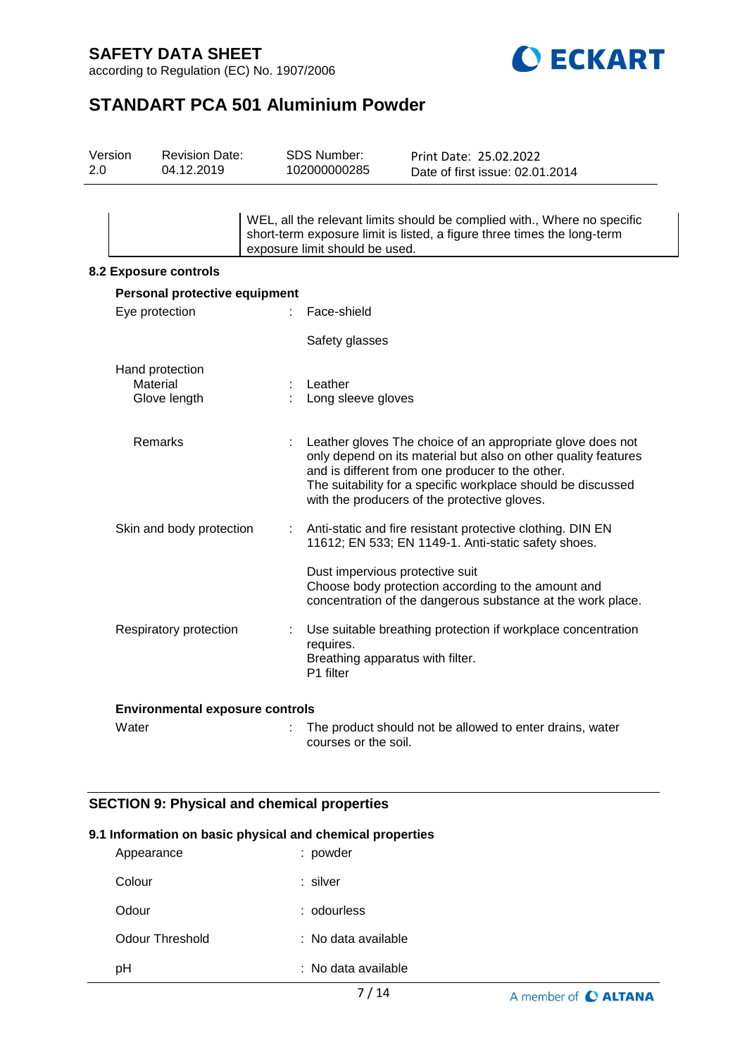| | WEL, all the relevant limits should be complied with., Where no specific short-term exposure limit is listed, a figure three times the long-term exposure limit should be used. |
|---|---|

### 8.2 Exposure controls

**Personal protective equipment**

Eye protection : Face-shield

Safety glasses

Hand protection
- Material : Leather
- Glove length : Long sleeve gloves
- Remarks : Leather gloves The choice of an appropriate glove does not only depend on its material but also on other quality features and is different from one producer to the other. The suitability for a specific workplace should be discussed with the producers of the protective gloves.

Skin and body protection : Anti-static and fire resistant protective clothing. DIN EN 11612; EN 533; EN 1149-1. Anti-static safety shoes.

Dust impervious protective suit
Choose body protection according to the amount and concentration of the dangerous substance at the work place.

Respiratory protection : Use suitable breathing protection if workplace concentration requires.
Breathing apparatus with filter.
P1 filter

**Environmental exposure controls**

Water : The product should not be allowed to enter drains, water courses or the soil.

## SECTION 9: Physical and chemical properties

### 9.1 Information on basic physical and chemical properties

| | |
|---|---|
| Appearance | : powder |
| Colour | : silver |
| Odour | : odourless |
| Odour Threshold | : No data available |
| pH | : No data available |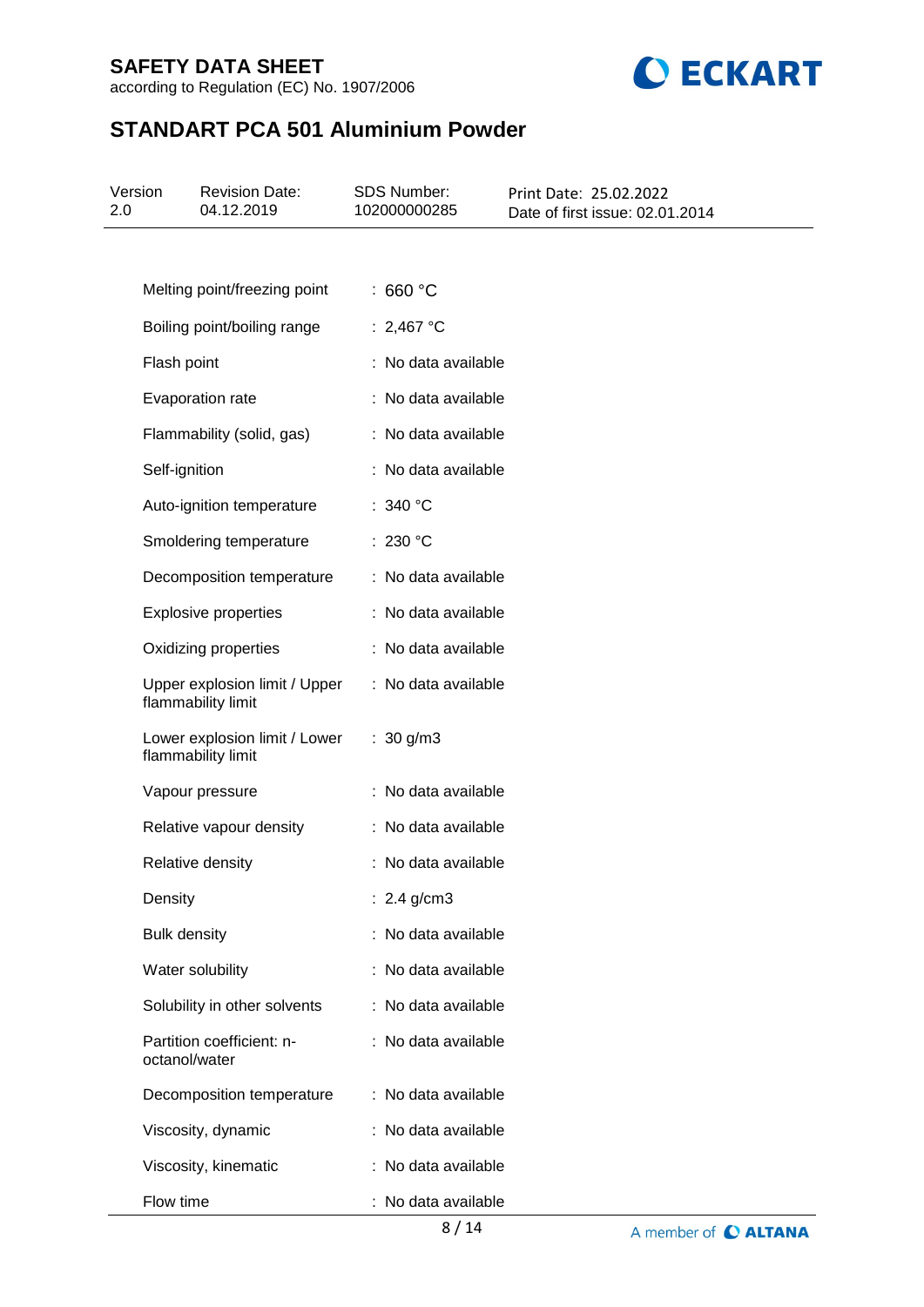| Property | Value |
|---|---|
| Melting point/freezing point | : 660 °C |
| Boiling point/boiling range | : 2,467 °C |
| Flash point | : No data available |
| Evaporation rate | : No data available |
| Flammability (solid, gas) | : No data available |
| Self-ignition | : No data available |
| Auto-ignition temperature | : 340 °C |
| Smoldering temperature | : 230 °C |
| Decomposition temperature | : No data available |
| Explosive properties | : No data available |
| Oxidizing properties | : No data available |
| Upper explosion limit / Upper flammability limit | : No data available |
| Lower explosion limit / Lower flammability limit | : 30 g/m3 |
| Vapour pressure | : No data available |
| Relative vapour density | : No data available |
| Relative density | : No data available |
| Density | : 2.4 g/cm3 |
| Bulk density | : No data available |
| Water solubility | : No data available |
| Solubility in other solvents | : No data available |
| Partition coefficient: n-octanol/water | : No data available |
| Decomposition temperature | : No data available |
| Viscosity, dynamic | : No data available |
| Viscosity, kinematic | : No data available |
| Flow time | : No data available |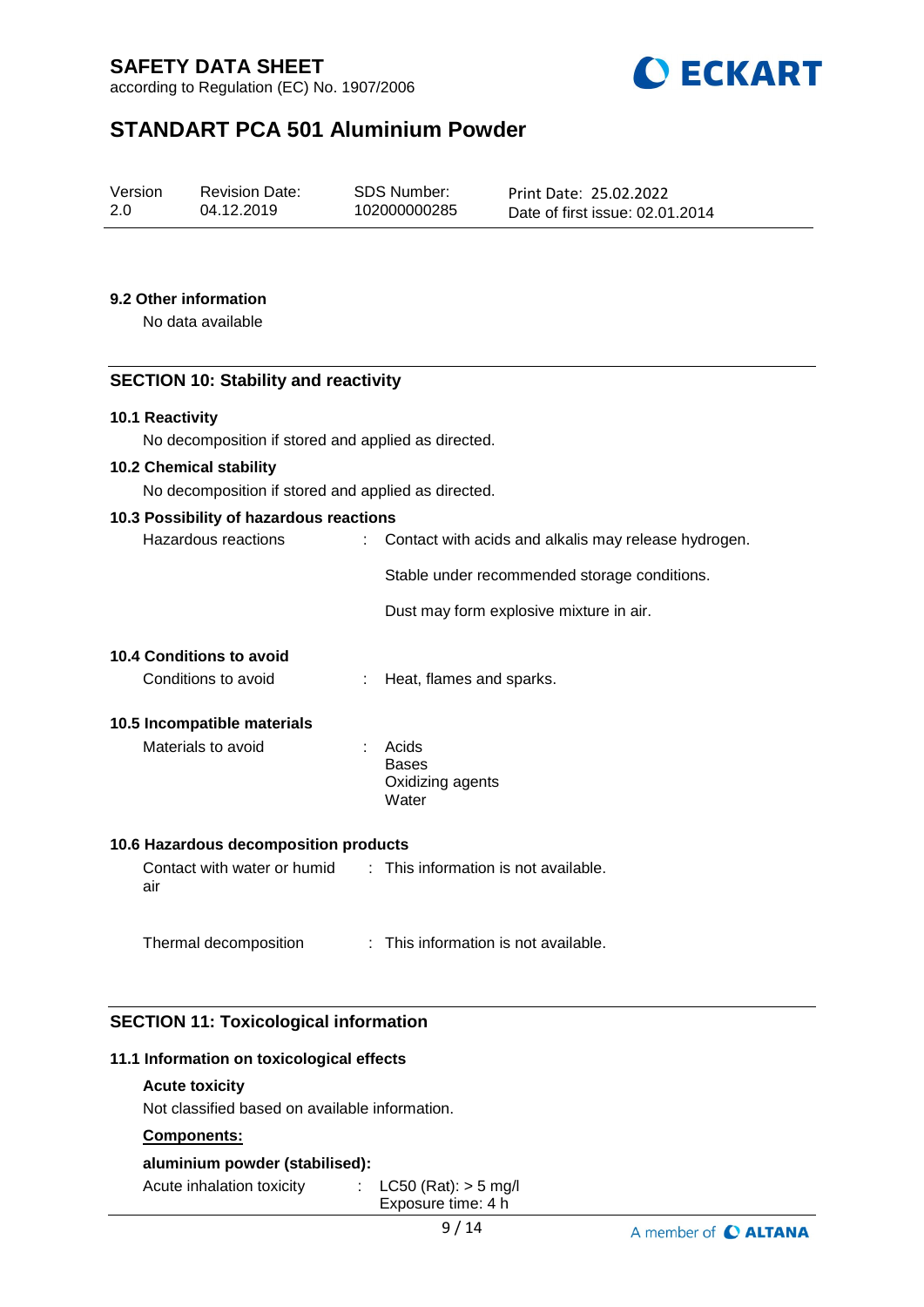### 9.2 Other information

No data available

## SECTION 10: Stability and reactivity

### 10.1 Reactivity

No decomposition if stored and applied as directed.

### 10.2 Chemical stability

No decomposition if stored and applied as directed.

### 10.3 Possibility of hazardous reactions

Hazardous reactions : Contact with acids and alkalis may release hydrogen.

Stable under recommended storage conditions.

Dust may form explosive mixture in air.

### 10.4 Conditions to avoid

Conditions to avoid : Heat, flames and sparks.

### 10.5 Incompatible materials

Materials to avoid : Acids
Bases
Oxidizing agents
Water

### 10.6 Hazardous decomposition products

Contact with water or humid air : This information is not available.

Thermal decomposition : This information is not available.

## SECTION 11: Toxicological information

### 11.1 Information on toxicological effects

**Acute toxicity**

Not classified based on available information.

**Components:**

**aluminium powder (stabilised):**

Acute inhalation toxicity : LC50 (Rat): > 5 mg/l
Exposure time: 4 h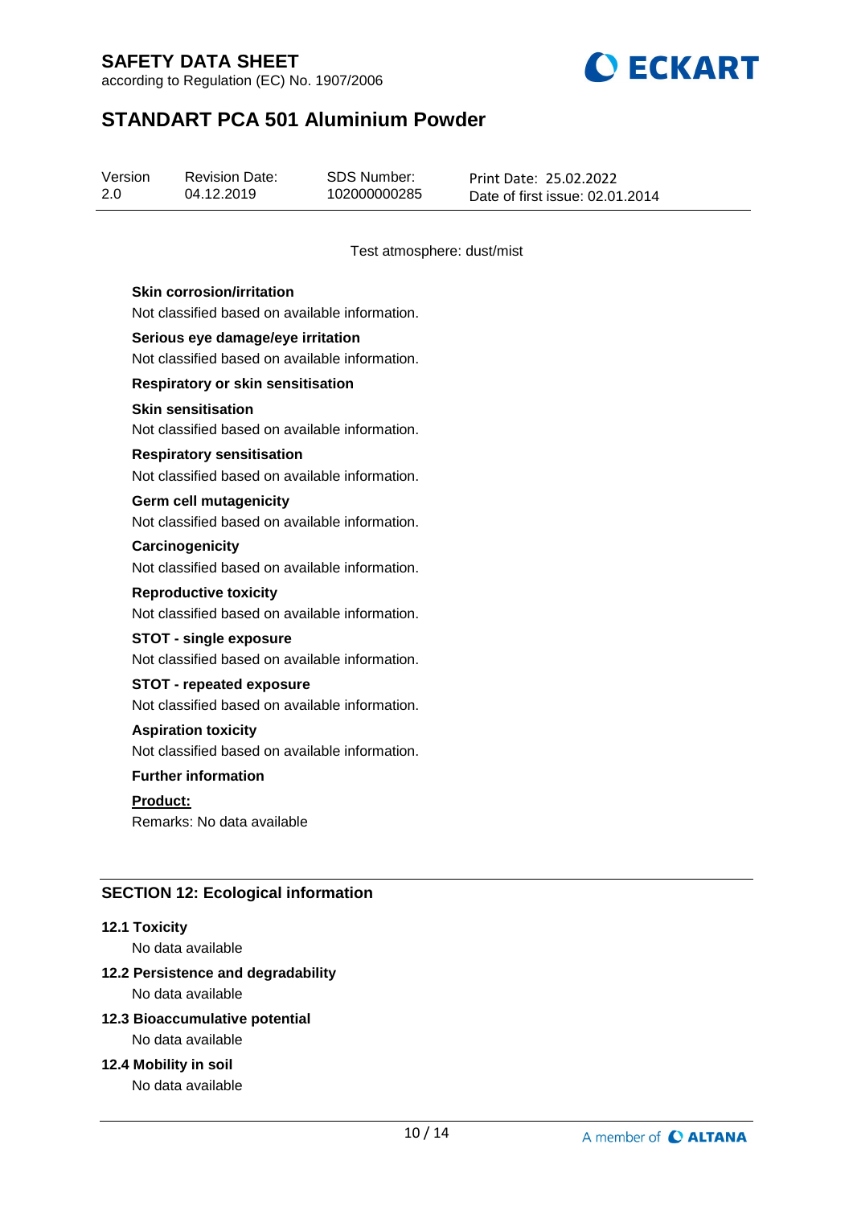Test atmosphere: dust/mist

**Skin corrosion/irritation**

Not classified based on available information.

**Serious eye damage/eye irritation**

Not classified based on available information.

**Respiratory or skin sensitisation**

**Skin sensitisation**

Not classified based on available information.

**Respiratory sensitisation**

Not classified based on available information.

**Germ cell mutagenicity**

Not classified based on available information.

**Carcinogenicity**

Not classified based on available information.

**Reproductive toxicity**

Not classified based on available information.

**STOT - single exposure**

Not classified based on available information.

**STOT - repeated exposure**

Not classified based on available information.

**Aspiration toxicity**

Not classified based on available information.

**Further information**

**Product:**

Remarks: No data available

## SECTION 12: Ecological information

### 12.1 Toxicity

No data available

### 12.2 Persistence and degradability

No data available

### 12.3 Bioaccumulative potential

No data available

### 12.4 Mobility in soil

No data available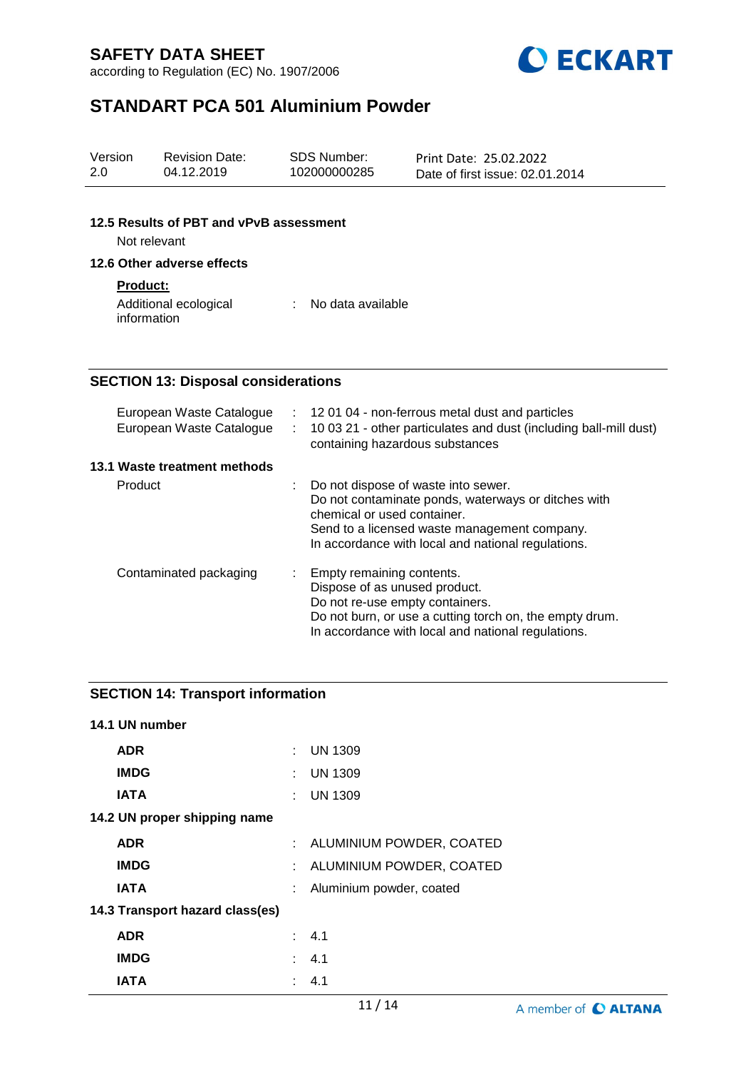### 12.5 Results of PBT and vPvB assessment

Not relevant

### 12.6 Other adverse effects

**Product:**

| | | |
|---|---|---|
| Additional ecological information | : | No data available |

## SECTION 13: Disposal considerations

| | | |
|---|---|---|
| European Waste Catalogue | : | 12 01 04 - non-ferrous metal dust and particles |
| European Waste Catalogue | : | 10 03 21 - other particulates and dust (including ball-mill dust) containing hazardous substances |

### 13.1 Waste treatment methods

| | | |
|---|---|---|
| Product | : | Do not dispose of waste into sewer.<br>Do not contaminate ponds, waterways or ditches with chemical or used container.<br>Send to a licensed waste management company.<br>In accordance with local and national regulations. |
| Contaminated packaging | : | Empty remaining contents.<br>Dispose of as unused product.<br>Do not re-use empty containers.<br>Do not burn, or use a cutting torch on, the empty drum.<br>In accordance with local and national regulations. |

## SECTION 14: Transport information

### 14.1 UN number

| | | |
|---|---|---|
| **ADR** | : | UN 1309 |
| **IMDG** | : | UN 1309 |
| **IATA** | : | UN 1309 |

### 14.2 UN proper shipping name

| | | |
|---|---|---|
| **ADR** | : | ALUMINIUM POWDER, COATED |
| **IMDG** | : | ALUMINIUM POWDER, COATED |
| **IATA** | : | Aluminium powder, coated |

### 14.3 Transport hazard class(es)

| | | |
|---|---|---|
| **ADR** | : | 4.1 |
| **IMDG** | : | 4.1 |
| **IATA** | : | 4.1 |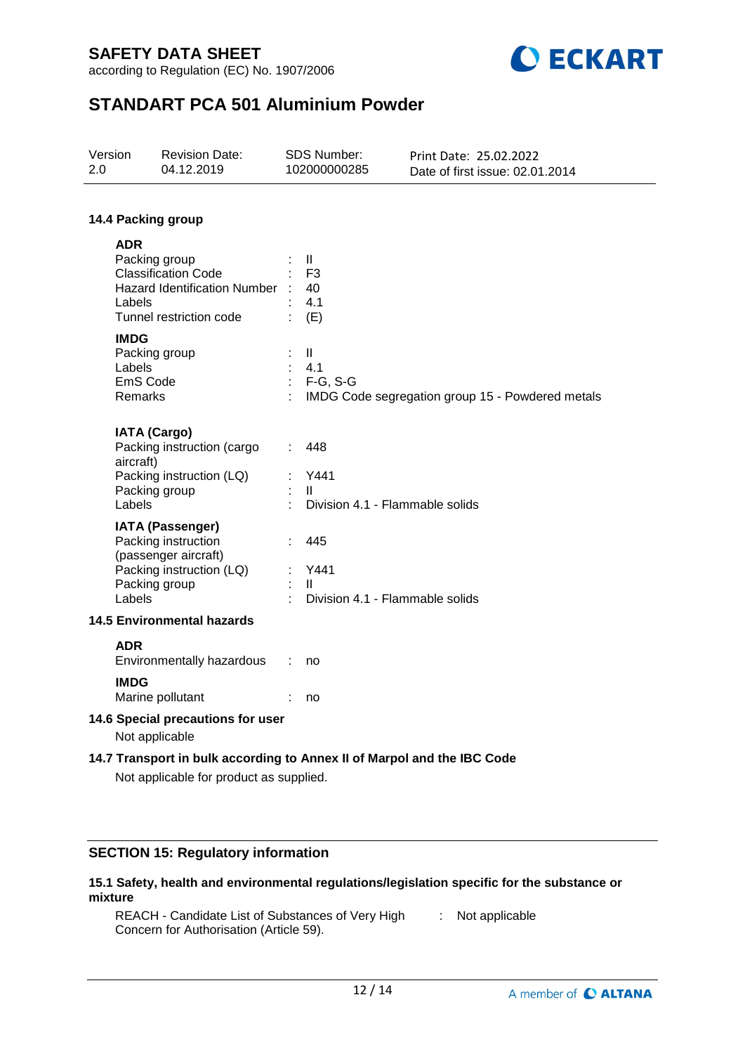### 14.4 Packing group

**ADR**

| | | |
|---|---|---|
| Packing group | : | II |
| Classification Code | : | F3 |
| Hazard Identification Number | : | 40 |
| Labels | : | 4.1 |
| Tunnel restriction code | : | (E) |

**IMDG**

| | | |
|---|---|---|
| Packing group | : | II |
| Labels | : | 4.1 |
| EmS Code | : | F-G, S-G |
| Remarks | : | IMDG Code segregation group 15 - Powdered metals |

**IATA (Cargo)**

| | | |
|---|---|---|
| Packing instruction (cargo aircraft) | : | 448 |
| Packing instruction (LQ) | : | Y441 |
| Packing group | : | II |
| Labels | : | Division 4.1 - Flammable solids |

**IATA (Passenger)**

| | | |
|---|---|---|
| Packing instruction (passenger aircraft) | : | 445 |
| Packing instruction (LQ) | : | Y441 |
| Packing group | : | II |
| Labels | : | Division 4.1 - Flammable solids |

### 14.5 Environmental hazards

**ADR**

Environmentally hazardous : no

**IMDG**

Marine pollutant : no

### 14.6 Special precautions for user

Not applicable

### 14.7 Transport in bulk according to Annex II of Marpol and the IBC Code

Not applicable for product as supplied.

## SECTION 15: Regulatory information

### 15.1 Safety, health and environmental regulations/legislation specific for the substance or mixture

REACH - Candidate List of Substances of Very High Concern for Authorisation (Article 59). : Not applicable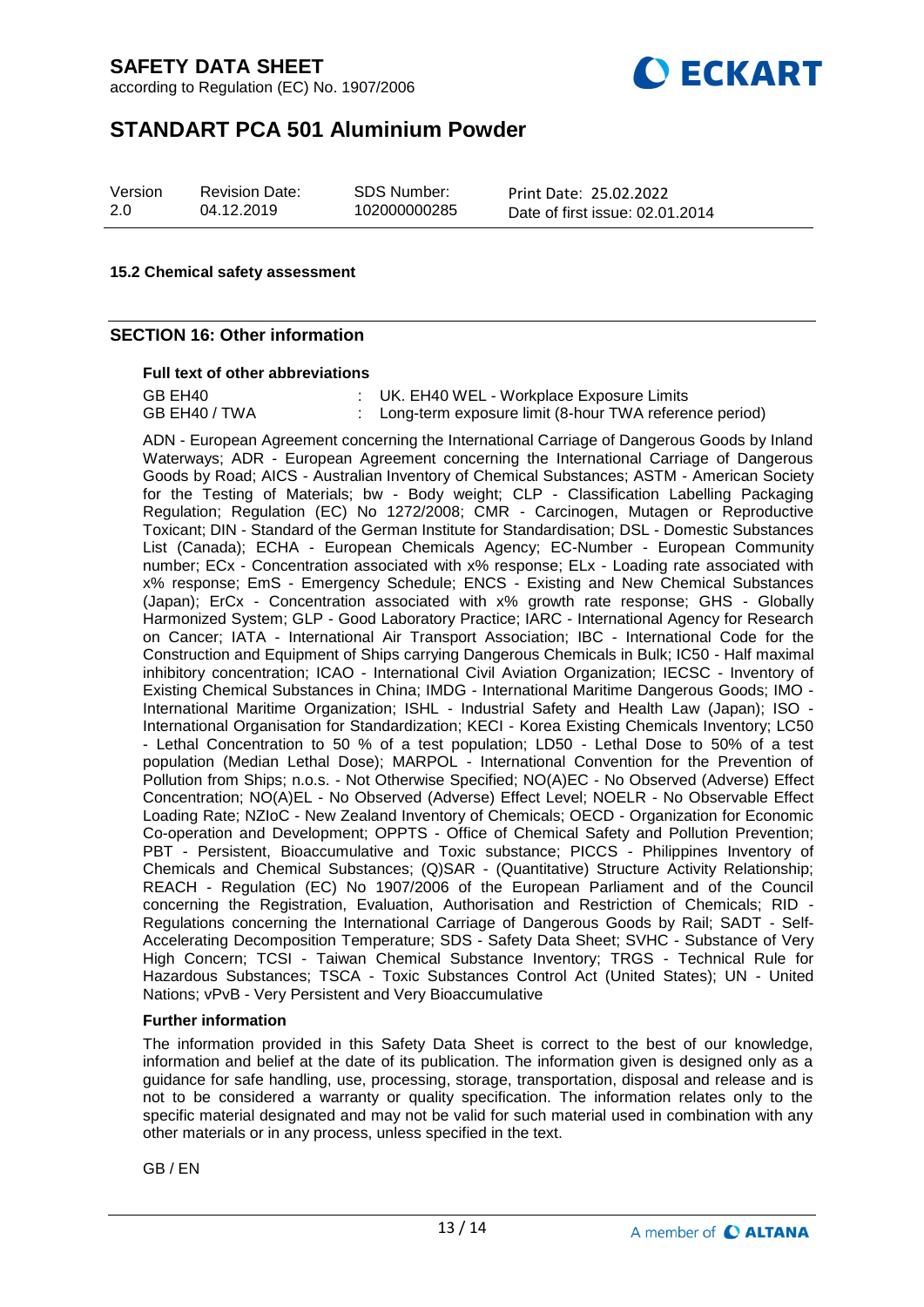#### 15.2 Chemical safety assessment

## SECTION 16: Other information

**Full text of other abbreviations**

| | | |
|---|---|---|
| GB EH40 | : | UK. EH40 WEL - Workplace Exposure Limits |
| GB EH40 / TWA | : | Long-term exposure limit (8-hour TWA reference period) |

ADN - European Agreement concerning the International Carriage of Dangerous Goods by Inland Waterways; ADR - European Agreement concerning the International Carriage of Dangerous Goods by Road; AICS - Australian Inventory of Chemical Substances; ASTM - American Society for the Testing of Materials; bw - Body weight; CLP - Classification Labelling Packaging Regulation; Regulation (EC) No 1272/2008; CMR - Carcinogen, Mutagen or Reproductive Toxicant; DIN - Standard of the German Institute for Standardisation; DSL - Domestic Substances List (Canada); ECHA - European Chemicals Agency; EC-Number - European Community number; ECx - Concentration associated with x% response; ELx - Loading rate associated with x% response; EmS - Emergency Schedule; ENCS - Existing and New Chemical Substances (Japan); ErCx - Concentration associated with x% growth rate response; GHS - Globally Harmonized System; GLP - Good Laboratory Practice; IARC - International Agency for Research on Cancer; IATA - International Air Transport Association; IBC - International Code for the Construction and Equipment of Ships carrying Dangerous Chemicals in Bulk; IC50 - Half maximal inhibitory concentration; ICAO - International Civil Aviation Organization; IECSC - Inventory of Existing Chemical Substances in China; IMDG - International Maritime Dangerous Goods; IMO - International Maritime Organization; ISHL - Industrial Safety and Health Law (Japan); ISO - International Organisation for Standardization; KECI - Korea Existing Chemicals Inventory; LC50 - Lethal Concentration to 50 % of a test population; LD50 - Lethal Dose to 50% of a test population (Median Lethal Dose); MARPOL - International Convention for the Prevention of Pollution from Ships; n.o.s. - Not Otherwise Specified; NO(A)EC - No Observed (Adverse) Effect Concentration; NO(A)EL - No Observed (Adverse) Effect Level; NOELR - No Observable Effect Loading Rate; NZIoC - New Zealand Inventory of Chemicals; OECD - Organization for Economic Co-operation and Development; OPPTS - Office of Chemical Safety and Pollution Prevention; PBT - Persistent, Bioaccumulative and Toxic substance; PICCS - Philippines Inventory of Chemicals and Chemical Substances; (Q)SAR - (Quantitative) Structure Activity Relationship; REACH - Regulation (EC) No 1907/2006 of the European Parliament and of the Council concerning the Registration, Evaluation, Authorisation and Restriction of Chemicals; RID - Regulations concerning the International Carriage of Dangerous Goods by Rail; SADT - Self-Accelerating Decomposition Temperature; SDS - Safety Data Sheet; SVHC - Substance of Very High Concern; TCSI - Taiwan Chemical Substance Inventory; TRGS - Technical Rule for Hazardous Substances; TSCA - Toxic Substances Control Act (United States); UN - United Nations; vPvB - Very Persistent and Very Bioaccumulative

**Further information**

The information provided in this Safety Data Sheet is correct to the best of our knowledge, information and belief at the date of its publication. The information given is designed only as a guidance for safe handling, use, processing, storage, transportation, disposal and release and is not to be considered a warranty or quality specification. The information relates only to the specific material designated and may not be valid for such material used in combination with any other materials or in any process, unless specified in the text.

GB / EN